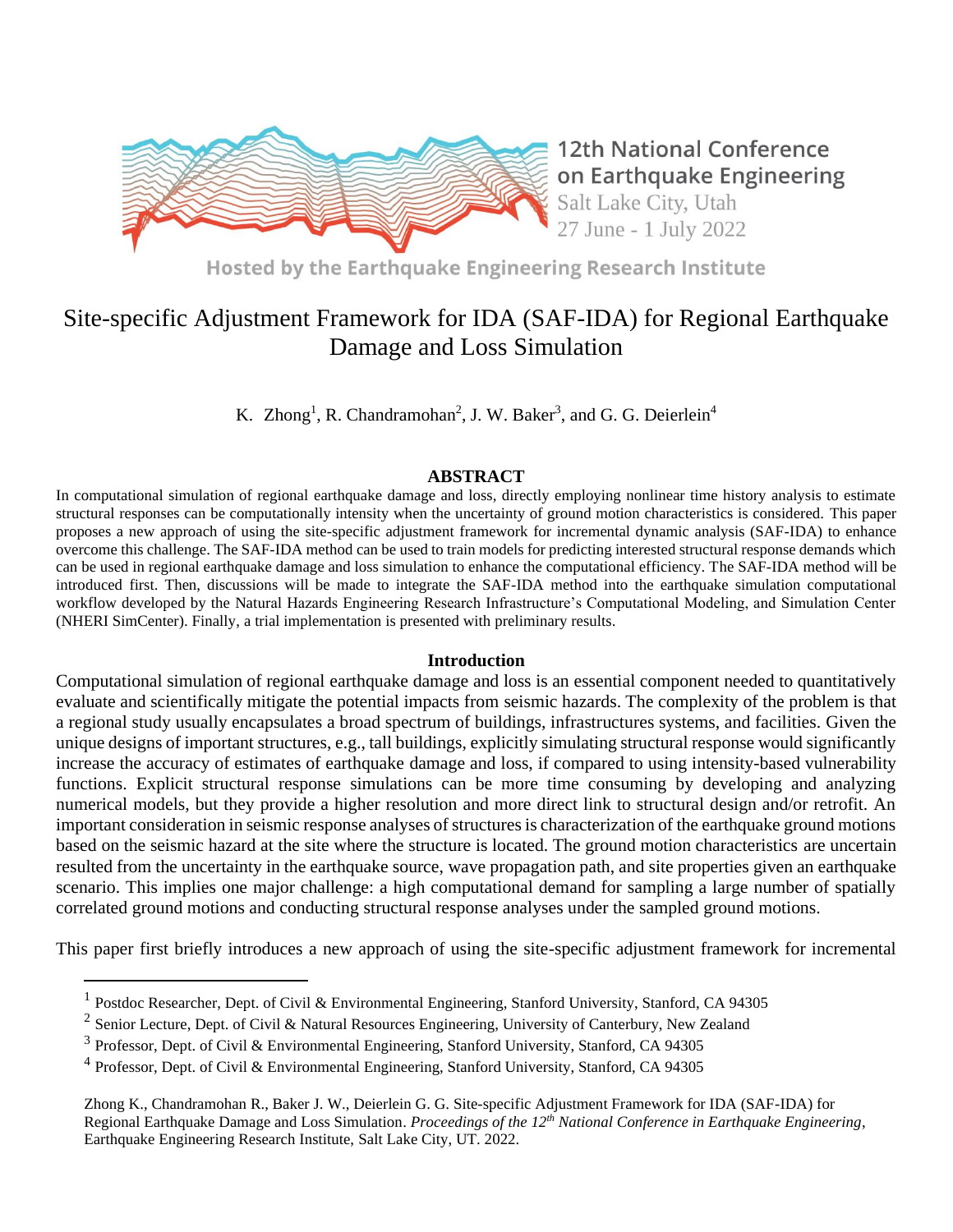12th National Conference on Earthquake Engineering
Salt Lake City, Utah
27 June - 1 July 2022

Hosted by the Earthquake Engineering Research Institute

# Site-specific Adjustment Framework for IDA (SAF-IDA) for Regional Earthquake Damage and Loss Simulation

K. Zhong[1], R. Chandramohan[2], J. W. Baker[3], and G. G. Deierlein[4]

## ABSTRACT

In computational simulation of regional earthquake damage and loss, directly employing nonlinear time history analysis to estimate structural responses can be computationally intensity when the uncertainty of ground motion characteristics is considered. This paper proposes a new approach of using the site-specific adjustment framework for incremental dynamic analysis (SAF-IDA) to enhance overcome this challenge. The SAF-IDA method can be used to train models for predicting interested structural response demands which can be used in regional earthquake damage and loss simulation to enhance the computational efficiency. The SAF-IDA method will be introduced first. Then, discussions will be made to integrate the SAF-IDA method into the earthquake simulation computational workflow developed by the Natural Hazards Engineering Research Infrastructure's Computational Modeling, and Simulation Center (NHERI SimCenter). Finally, a trial implementation is presented with preliminary results.

## Introduction

Computational simulation of regional earthquake damage and loss is an essential component needed to quantitatively evaluate and scientifically mitigate the potential impacts from seismic hazards. The complexity of the problem is that a regional study usually encapsulates a broad spectrum of buildings, infrastructures systems, and facilities. Given the unique designs of important structures, e.g., tall buildings, explicitly simulating structural response would significantly increase the accuracy of estimates of earthquake damage and loss, if compared to using intensity-based vulnerability functions. Explicit structural response simulations can be more time consuming by developing and analyzing numerical models, but they provide a higher resolution and more direct link to structural design and/or retrofit. An important consideration in seismic response analyses of structures is characterization of the earthquake ground motions based on the seismic hazard at the site where the structure is located. The ground motion characteristics are uncertain resulted from the uncertainty in the earthquake source, wave propagation path, and site properties given an earthquake scenario. This implies one major challenge: a high computational demand for sampling a large number of spatially correlated ground motions and conducting structural response analyses under the sampled ground motions.

This paper first briefly introduces a new approach of using the site-specific adjustment framework for incremental

---

[1] Postdoc Researcher, Dept. of Civil & Environmental Engineering, Stanford University, Stanford, CA 94305

[2] Senior Lecture, Dept. of Civil & Natural Resources Engineering, University of Canterbury, New Zealand

[3] Professor, Dept. of Civil & Environmental Engineering, Stanford University, Stanford, CA 94305

[4] Professor, Dept. of Civil & Environmental Engineering, Stanford University, Stanford, CA 94305

Zhong K., Chandramohan R., Baker J. W., Deierlein G. G. Site-specific Adjustment Framework for IDA (SAF-IDA) for Regional Earthquake Damage and Loss Simulation. *Proceedings of the 12th National Conference in Earthquake Engineering*, Earthquake Engineering Research Institute, Salt Lake City, UT. 2022.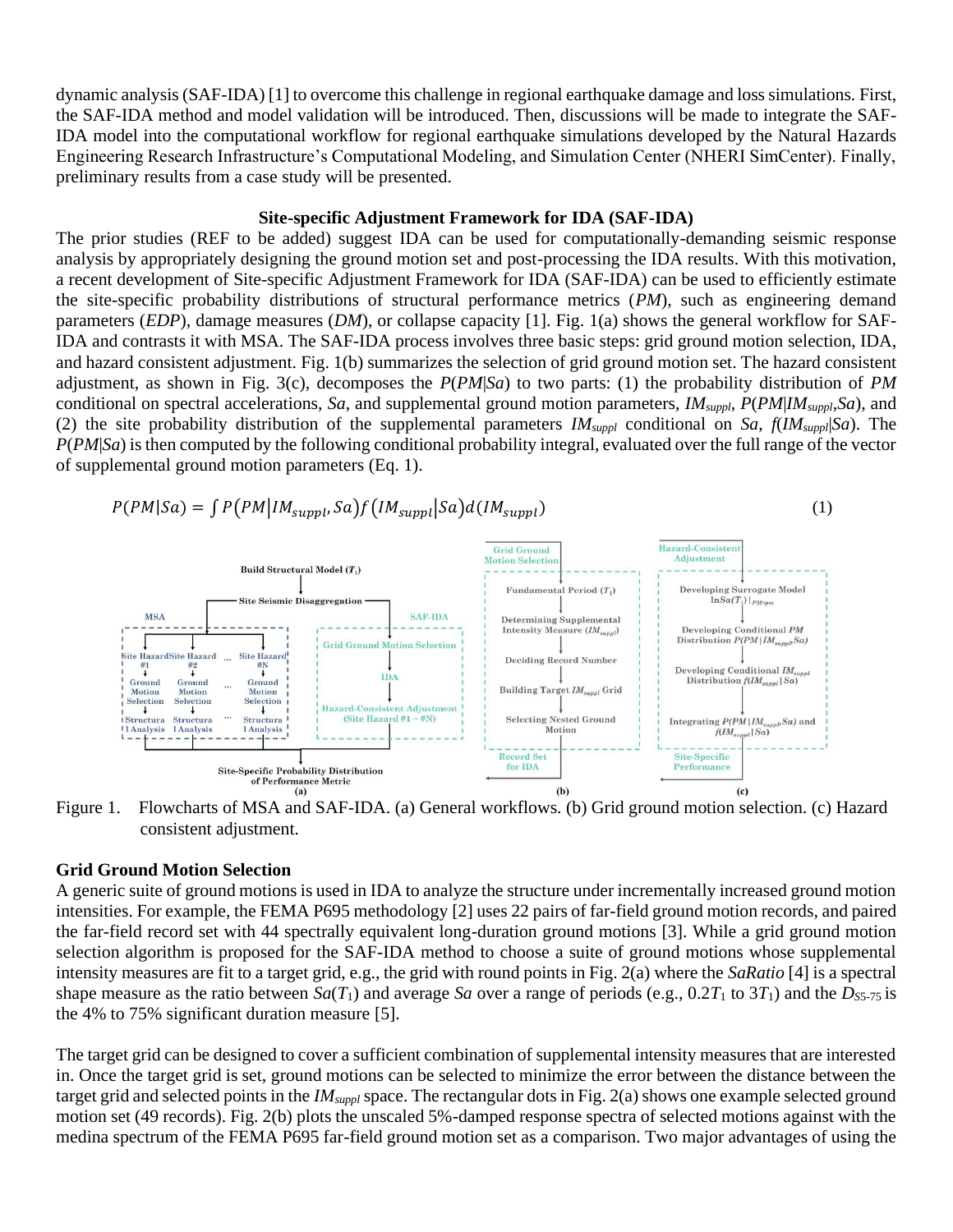dynamic analysis (SAF-IDA) [1] to overcome this challenge in regional earthquake damage and loss simulations. First, the SAF-IDA method and model validation will be introduced. Then, discussions will be made to integrate the SAF-IDA model into the computational workflow for regional earthquake simulations developed by the Natural Hazards Engineering Research Infrastructure's Computational Modeling, and Simulation Center (NHERI SimCenter). Finally, preliminary results from a case study will be presented.

## Site-specific Adjustment Framework for IDA (SAF-IDA)

The prior studies (REF to be added) suggest IDA can be used for computationally-demanding seismic response analysis by appropriately designing the ground motion set and post-processing the IDA results. With this motivation, a recent development of Site-specific Adjustment Framework for IDA (SAF-IDA) can be used to efficiently estimate the site-specific probability distributions of structural performance metrics (*PM*), such as engineering demand parameters (*EDP*), damage measures (*DM*), or collapse capacity [1]. Fig. 1(a) shows the general workflow for SAF-IDA and contrasts it with MSA. The SAF-IDA process involves three basic steps: grid ground motion selection, IDA, and hazard consistent adjustment. Fig. 1(b) summarizes the selection of grid ground motion set. The hazard consistent adjustment, as shown in Fig. 3(c), decomposes the $P(PM|Sa)$ to two parts: (1) the probability distribution of *PM* conditional on spectral accelerations, *Sa*, and supplemental ground motion parameters, $IM_{suppl}$, $P(PM|IM_{suppl},Sa)$, and (2) the site probability distribution of the supplemental parameters $IM_{suppl}$ conditional on *Sa*, $f(IM_{suppl}|Sa)$. The $P(PM|Sa)$ is then computed by the following conditional probability integral, evaluated over the full range of the vector of supplemental ground motion parameters (Eq. 1).

$$P(PM|Sa) = \int P(PM|IM_{suppl}, Sa) f(IM_{suppl}|Sa) d(IM_{suppl}) \tag{1}$$

Figure 1. Flowcharts of MSA and SAF-IDA. (a) General workflows. (b) Grid ground motion selection. (c) Hazard consistent adjustment.

### Grid Ground Motion Selection

A generic suite of ground motions is used in IDA to analyze the structure under incrementally increased ground motion intensities. For example, the FEMA P695 methodology [2] uses 22 pairs of far-field ground motion records, and paired the far-field record set with 44 spectrally equivalent long-duration ground motions [3]. While a grid ground motion selection algorithm is proposed for the SAF-IDA method to choose a suite of ground motions whose supplemental intensity measures are fit to a target grid, e.g., the grid with round points in Fig. 2(a) where the *SaRatio* [4] is a spectral shape measure as the ratio between $Sa(T_1)$ and average *Sa* over a range of periods (e.g., $0.2T_1$ to $3T_1$) and the $D_{S5\text{-}75}$ is the 4% to 75% significant duration measure [5].

The target grid can be designed to cover a sufficient combination of supplemental intensity measures that are interested in. Once the target grid is set, ground motions can be selected to minimize the error between the distance between the target grid and selected points in the $IM_{suppl}$ space. The rectangular dots in Fig. 2(a) shows one example selected ground motion set (49 records). Fig. 2(b) plots the unscaled 5%-damped response spectra of selected motions against with the medina spectrum of the FEMA P695 far-field ground motion set as a comparison. Two major advantages of using the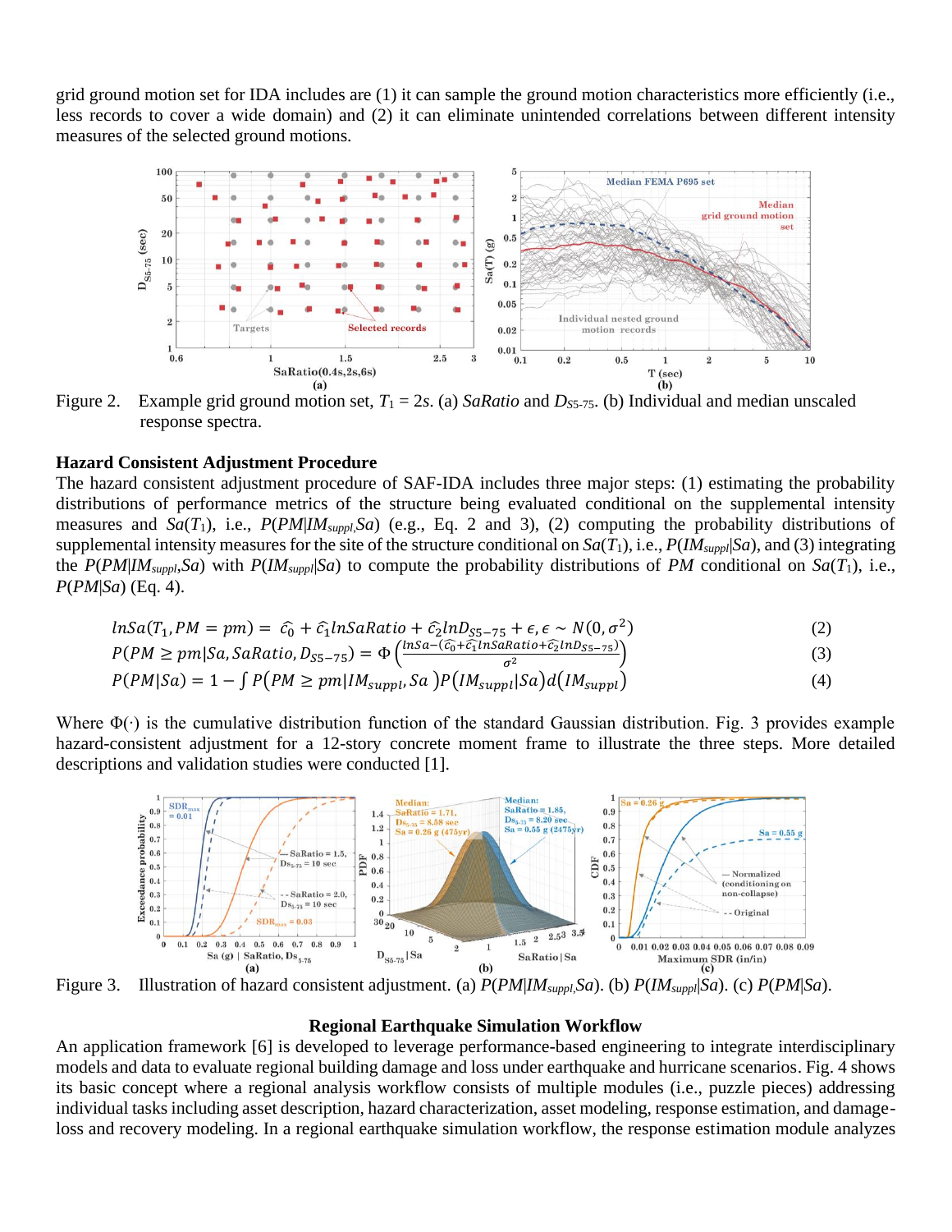grid ground motion set for IDA includes are (1) it can sample the ground motion characteristics more efficiently (i.e., less records to cover a wide domain) and (2) it can eliminate unintended correlations between different intensity measures of the selected ground motions.

Figure 2. Example grid ground motion set, $T_1$ = 2s. (a) *SaRatio* and $D_{S5\text{-}75}$. (b) Individual and median unscaled response spectra.

### Hazard Consistent Adjustment Procedure

The hazard consistent adjustment procedure of SAF-IDA includes three major steps: (1) estimating the probability distributions of performance metrics of the structure being evaluated conditional on the supplemental intensity measures and $Sa(T_1)$, i.e., $P(PM|IM_{suppl},Sa)$ (e.g., Eq. 2 and 3), (2) computing the probability distributions of supplemental intensity measures for the site of the structure conditional on $Sa(T_1)$, i.e., $P(IM_{suppl}|Sa)$, and (3) integrating the $P(PM|IM_{suppl},Sa)$ with $P(IM_{suppl}|Sa)$ to compute the probability distributions of $PM$ conditional on $Sa(T_1)$, i.e., $P(PM|Sa)$ (Eq. 4).

$$lnSa(T_1, PM = pm) = \hat{c_0} + \hat{c_1} lnSaRatio + \hat{c_2} lnD_{S5-75} + \epsilon, \epsilon \sim N(0, \sigma^2) \tag{2}$$

$$P(PM \geq pm|Sa, SaRatio, D_{S5-75}) = \Phi\left(\frac{lnSa - (\hat{c_0} + \hat{c_1} lnSaRatio + \hat{c_2} lnD_{S5-75})}{\sigma^2}\right) \tag{3}$$

$$P(PM|Sa) = 1 - \int P(PM \geq pm|IM_{suppl}, Sa)P(IM_{suppl}|Sa)d(IM_{suppl}) \tag{4}$$

Where $\Phi(\cdot)$ is the cumulative distribution function of the standard Gaussian distribution. Fig. 3 provides example hazard-consistent adjustment for a 12-story concrete moment frame to illustrate the three steps. More detailed descriptions and validation studies were conducted [1].

Figure 3. Illustration of hazard consistent adjustment. (a) $P(PM|IM_{suppl},Sa)$. (b) $P(IM_{suppl}|Sa)$. (c) $P(PM|Sa)$.

### Regional Earthquake Simulation Workflow

An application framework [6] is developed to leverage performance-based engineering to integrate interdisciplinary models and data to evaluate regional building damage and loss under earthquake and hurricane scenarios. Fig. 4 shows its basic concept where a regional analysis workflow consists of multiple modules (i.e., puzzle pieces) addressing individual tasks including asset description, hazard characterization, asset modeling, response estimation, and damage-loss and recovery modeling. In a regional earthquake simulation workflow, the response estimation module analyzes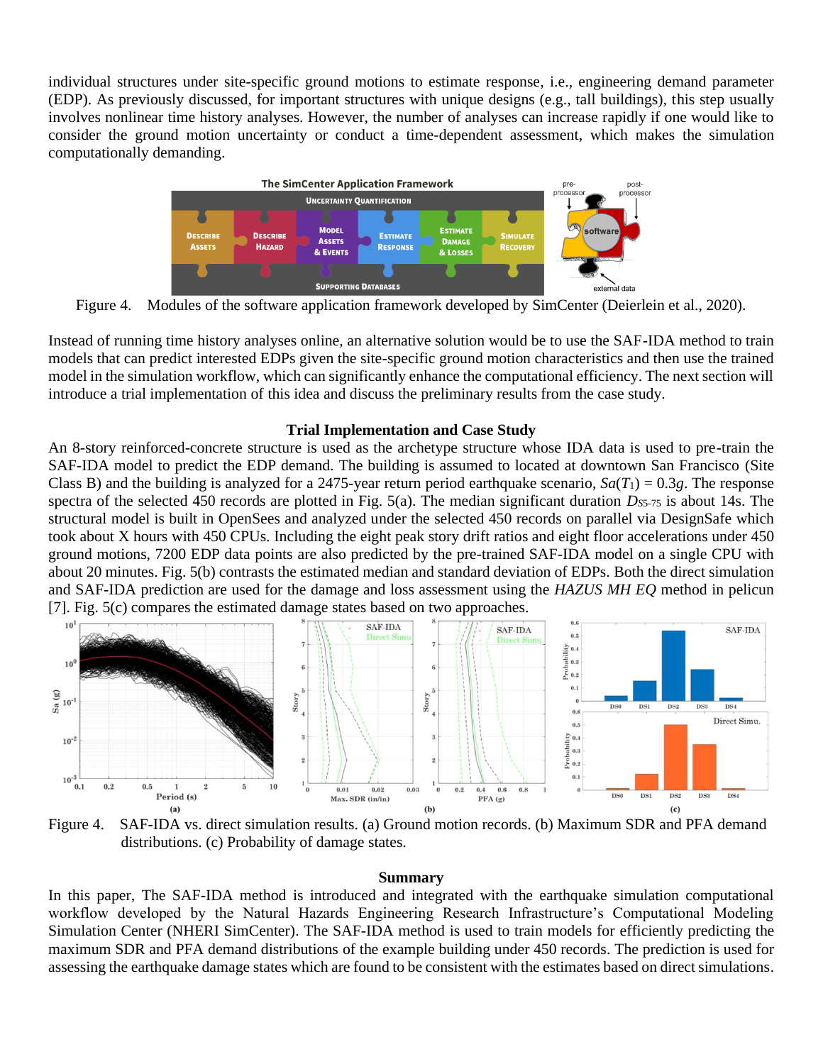individual structures under site-specific ground motions to estimate response, i.e., engineering demand parameter (EDP). As previously discussed, for important structures with unique designs (e.g., tall buildings), this step usually involves nonlinear time history analyses. However, the number of analyses can increase rapidly if one would like to consider the ground motion uncertainty or conduct a time-dependent assessment, which makes the simulation computationally demanding.

Figure 4. Modules of the software application framework developed by SimCenter (Deierlein et al., 2020).

Instead of running time history analyses online, an alternative solution would be to use the SAF-IDA method to train models that can predict interested EDPs given the site-specific ground motion characteristics and then use the trained model in the simulation workflow, which can significantly enhance the computational efficiency. The next section will introduce a trial implementation of this idea and discuss the preliminary results from the case study.

## Trial Implementation and Case Study

An 8-story reinforced-concrete structure is used as the archetype structure whose IDA data is used to pre-train the SAF-IDA model to predict the EDP demand. The building is assumed to located at downtown San Francisco (Site Class B) and the building is analyzed for a 2475-year return period earthquake scenario, $Sa(T_1) = 0.3g$. The response spectra of the selected 450 records are plotted in Fig. 5(a). The median significant duration $D_{S5\text{-}75}$ is about 14s. The structural model is built in OpenSees and analyzed under the selected 450 records on parallel via DesignSafe which took about X hours with 450 CPUs. Including the eight peak story drift ratios and eight floor accelerations under 450 ground motions, 7200 EDP data points are also predicted by the pre-trained SAF-IDA model on a single CPU with about 20 minutes. Fig. 5(b) contrasts the estimated median and standard deviation of EDPs. Both the direct simulation and SAF-IDA prediction are used for the damage and loss assessment using the *HAZUS MH EQ* method in pelicun [7]. Fig. 5(c) compares the estimated damage states based on two approaches.

Figure 4. SAF-IDA vs. direct simulation results. (a) Ground motion records. (b) Maximum SDR and PFA demand distributions. (c) Probability of damage states.

## Summary

In this paper, The SAF-IDA method is introduced and integrated with the earthquake simulation computational workflow developed by the Natural Hazards Engineering Research Infrastructure's Computational Modeling Simulation Center (NHERI SimCenter). The SAF-IDA method is used to train models for efficiently predicting the maximum SDR and PFA demand distributions of the example building under 450 records. The prediction is used for assessing the earthquake damage states which are found to be consistent with the estimates based on direct simulations.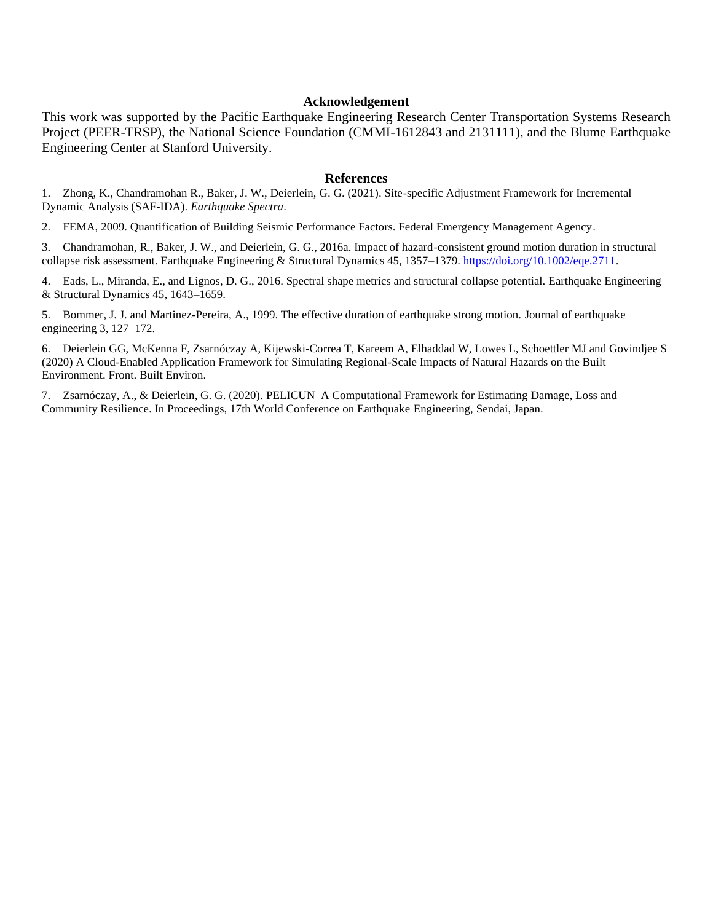## Acknowledgement

This work was supported by the Pacific Earthquake Engineering Research Center Transportation Systems Research Project (PEER-TRSP), the National Science Foundation (CMMI-1612843 and 2131111), and the Blume Earthquake Engineering Center at Stanford University.

## References

1. Zhong, K., Chandramohan R., Baker, J. W., Deierlein, G. G. (2021). Site-specific Adjustment Framework for Incremental Dynamic Analysis (SAF-IDA). *Earthquake Spectra*.

2. FEMA, 2009. Quantification of Building Seismic Performance Factors. Federal Emergency Management Agency.

3. Chandramohan, R., Baker, J. W., and Deierlein, G. G., 2016a. Impact of hazard-consistent ground motion duration in structural collapse risk assessment. Earthquake Engineering & Structural Dynamics 45, 1357–1379. https://doi.org/10.1002/eqe.2711.

4. Eads, L., Miranda, E., and Lignos, D. G., 2016. Spectral shape metrics and structural collapse potential. Earthquake Engineering & Structural Dynamics 45, 1643–1659.

5. Bommer, J. J. and Martinez-Pereira, A., 1999. The effective duration of earthquake strong motion. Journal of earthquake engineering 3, 127–172.

6. Deierlein GG, McKenna F, Zsarnóczay A, Kijewski-Correa T, Kareem A, Elhaddad W, Lowes L, Schoettler MJ and Govindjee S (2020) A Cloud-Enabled Application Framework for Simulating Regional-Scale Impacts of Natural Hazards on the Built Environment. Front. Built Environ.

7. Zsarnóczay, A., & Deierlein, G. G. (2020). PELICUN–A Computational Framework for Estimating Damage, Loss and Community Resilience. In Proceedings, 17th World Conference on Earthquake Engineering, Sendai, Japan.